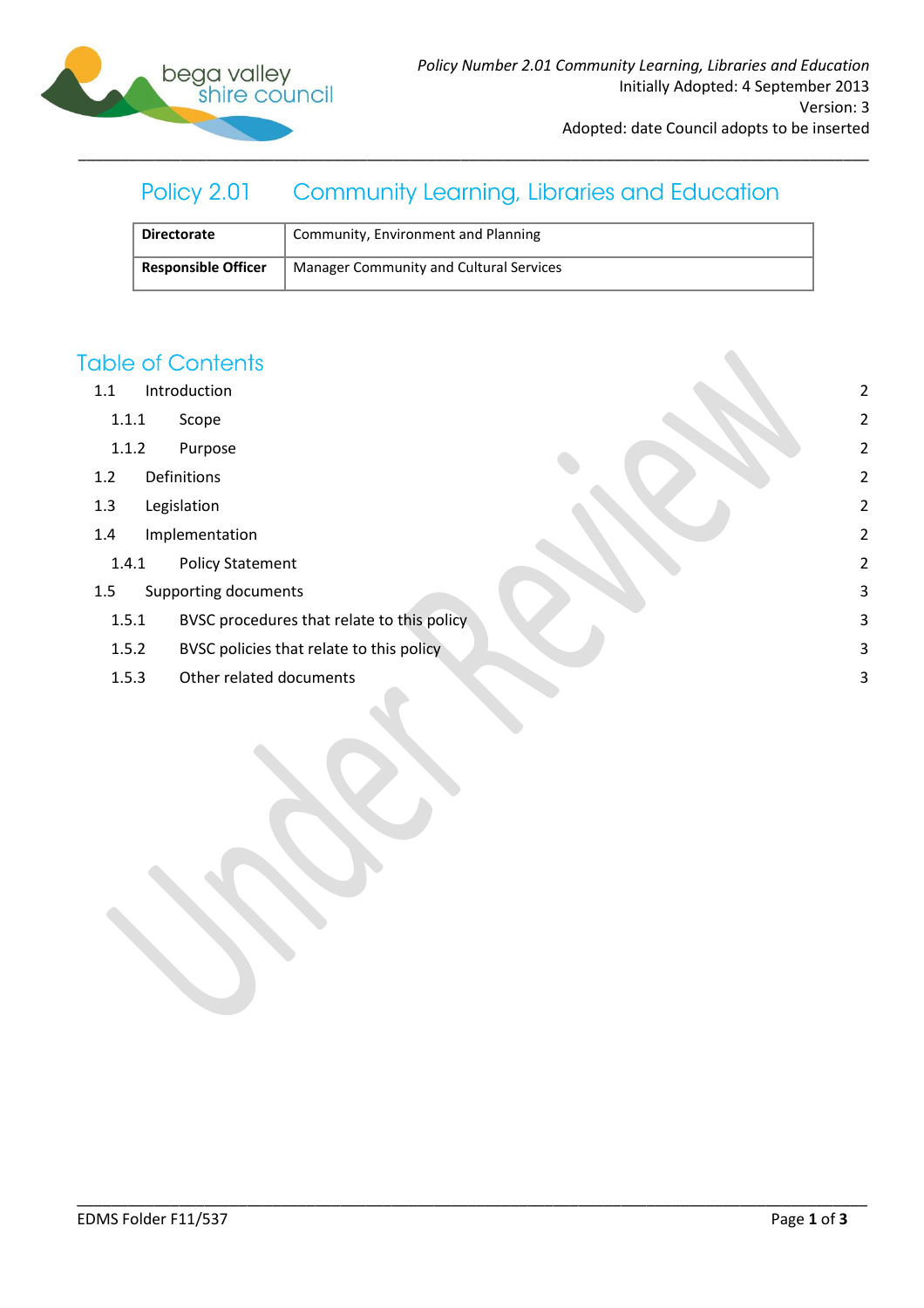*Policy Number 2.01 Community Learning, Libraries and Education*
Initially Adopted: 4 September 2013
Version: 3
Adopted: date Council adopts to be inserted

# Policy 2.01 Community Learning, Libraries and Education

| Directorate | Community, Environment and Planning |
|---|---|
| **Responsible Officer** | Manager Community and Cultural Services |

## Table of Contents

- 1.1 Introduction — 2
  - 1.1.1 Scope — 2
  - 1.1.2 Purpose — 2
- 1.2 Definitions — 2
- 1.3 Legislation — 2
- 1.4 Implementation — 2
  - 1.4.1 Policy Statement — 2
- 1.5 Supporting documents — 3
  - 1.5.1 BVSC procedures that relate to this policy — 3
  - 1.5.2 BVSC policies that relate to this policy — 3
  - 1.5.3 Other related documents — 3

Under Review

EDMS Folder F11/537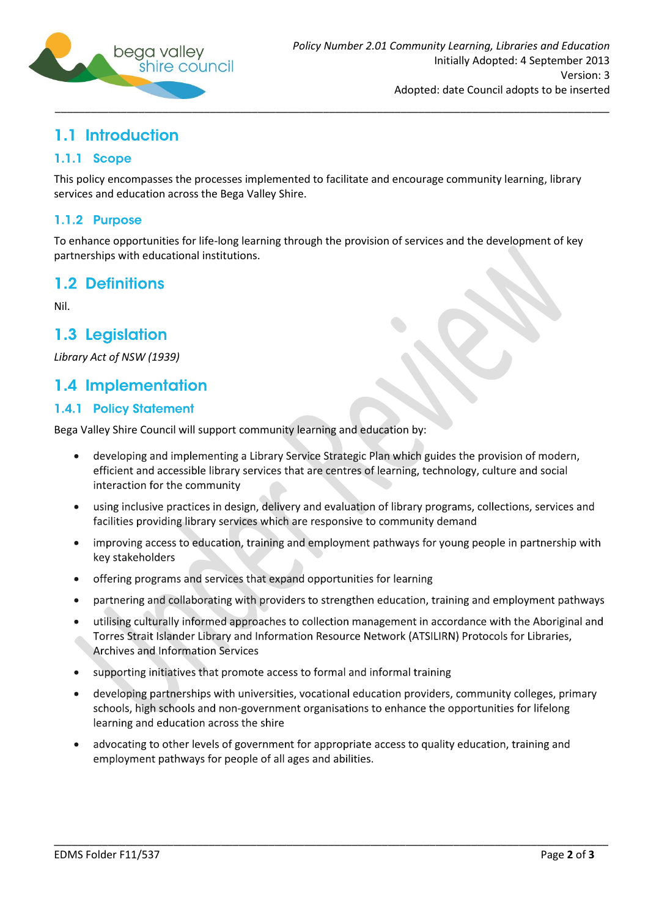# 1.1 Introduction

## 1.1.1 Scope

This policy encompasses the processes implemented to facilitate and encourage community learning, library services and education across the Bega Valley Shire.

## 1.1.2 Purpose

To enhance opportunities for life-long learning through the provision of services and the development of key partnerships with educational institutions.

# 1.2 Definitions

Nil.

# 1.3 Legislation

*Library Act of NSW (1939)*

# 1.4 Implementation

## 1.4.1 Policy Statement

Bega Valley Shire Council will support community learning and education by:

- developing and implementing a Library Service Strategic Plan which guides the provision of modern, efficient and accessible library services that are centres of learning, technology, culture and social interaction for the community
- using inclusive practices in design, delivery and evaluation of library programs, collections, services and facilities providing library services which are responsive to community demand
- improving access to education, training and employment pathways for young people in partnership with key stakeholders
- offering programs and services that expand opportunities for learning
- partnering and collaborating with providers to strengthen education, training and employment pathways
- utilising culturally informed approaches to collection management in accordance with the Aboriginal and Torres Strait Islander Library and Information Resource Network (ATSILIRN) Protocols for Libraries, Archives and Information Services
- supporting initiatives that promote access to formal and informal training
- developing partnerships with universities, vocational education providers, community colleges, primary schools, high schools and non-government organisations to enhance the opportunities for lifelong learning and education across the shire
- advocating to other levels of government for appropriate access to quality education, training and employment pathways for people of all ages and abilities.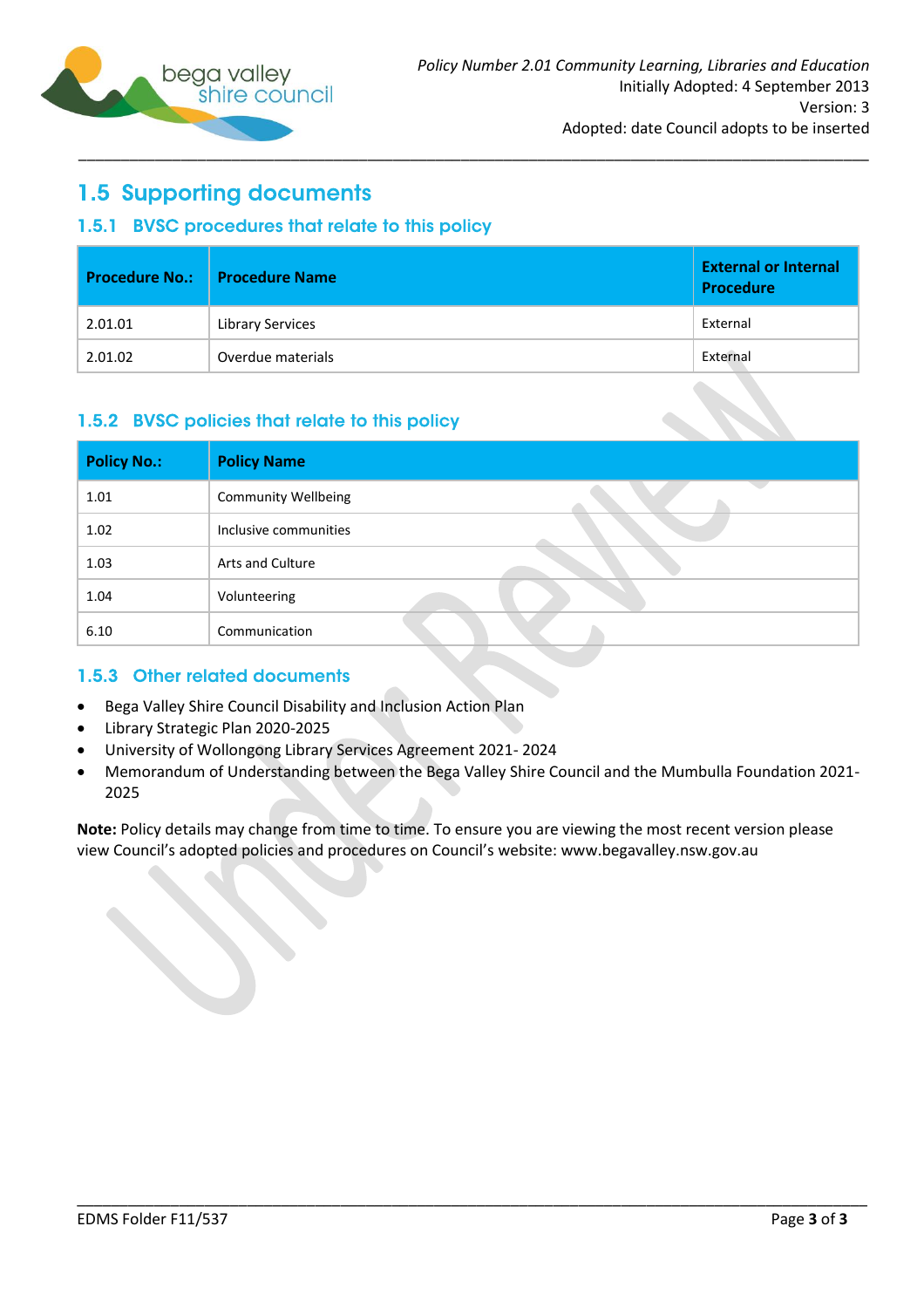## 1.5 Supporting documents

### 1.5.1 BVSC procedures that relate to this policy

| Procedure No.: | Procedure Name | External or Internal Procedure |
|---|---|---|
| 2.01.01 | Library Services | External |
| 2.01.02 | Overdue materials | External |

### 1.5.2 BVSC policies that relate to this policy

| Policy No.: | Policy Name |
|---|---|
| 1.01 | Community Wellbeing |
| 1.02 | Inclusive communities |
| 1.03 | Arts and Culture |
| 1.04 | Volunteering |
| 6.10 | Communication |

### 1.5.3 Other related documents

- Bega Valley Shire Council Disability and Inclusion Action Plan
- Library Strategic Plan 2020-2025
- University of Wollongong Library Services Agreement 2021- 2024
- Memorandum of Understanding between the Bega Valley Shire Council and the Mumbulla Foundation 2021-2025

**Note:** Policy details may change from time to time. To ensure you are viewing the most recent version please view Council's adopted policies and procedures on Council's website: www.begavalley.nsw.gov.au